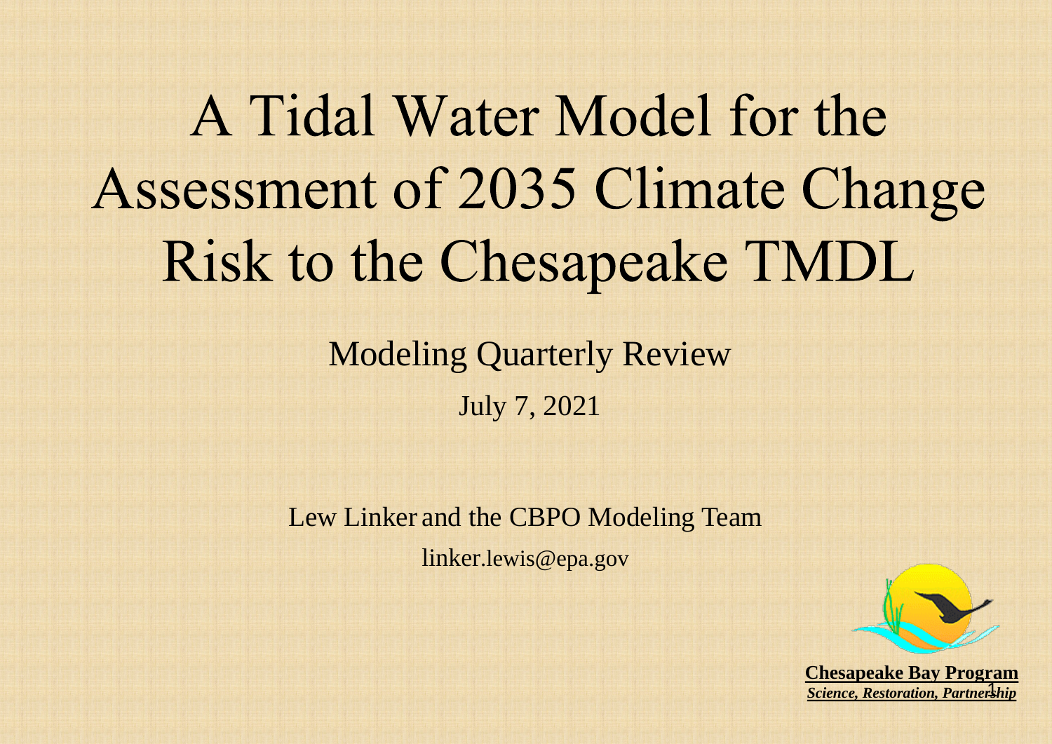# A Tidal Water Model for the Assessment of 2035 Climate Change Risk to the Chesapeake TMDL

Modeling Quarterly Review

July 7, 2021

Lew Linker and the CBPO Modeling Team

linker.lewis@epa.gov

**Chesapeake Bay Program**

***Science, Restoration, Partnership***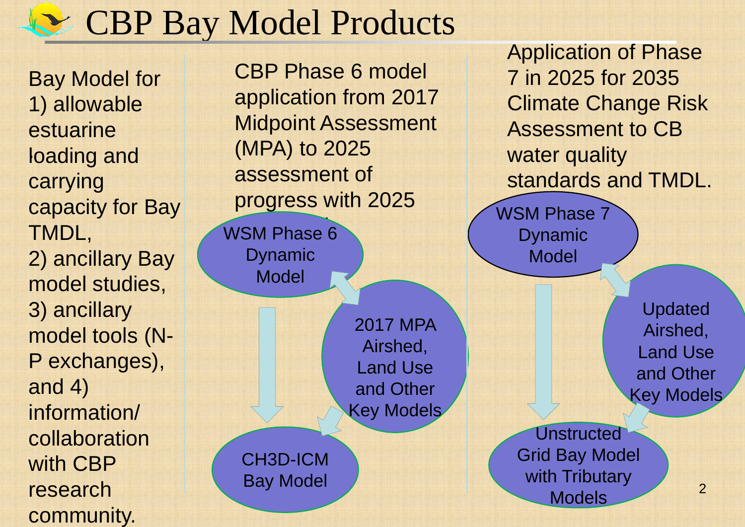# CBP Bay Model Products

Bay Model for 1) allowable estuarine loading and carrying capacity for Bay TMDL, 2) ancillary Bay model studies, 3) ancillary model tools (N-P exchanges), and 4) information/ collaboration with CBP research community.

CBP Phase 6 model application from 2017 Midpoint Assessment (MPA) to 2025 assessment of progress with 2025

- WSM Phase 6 Dynamic Model
- 2017 MPA Airshed, Land Use and Other Key Models
- CH3D-ICM Bay Model

Application of Phase 7 in 2025 for 2035 Climate Change Risk Assessment to CB water quality standards and TMDL.

- WSM Phase 7 Dynamic Model
- Updated Airshed, Land Use and Other Key Models
- Unstructed Grid Bay Model with Tributary Models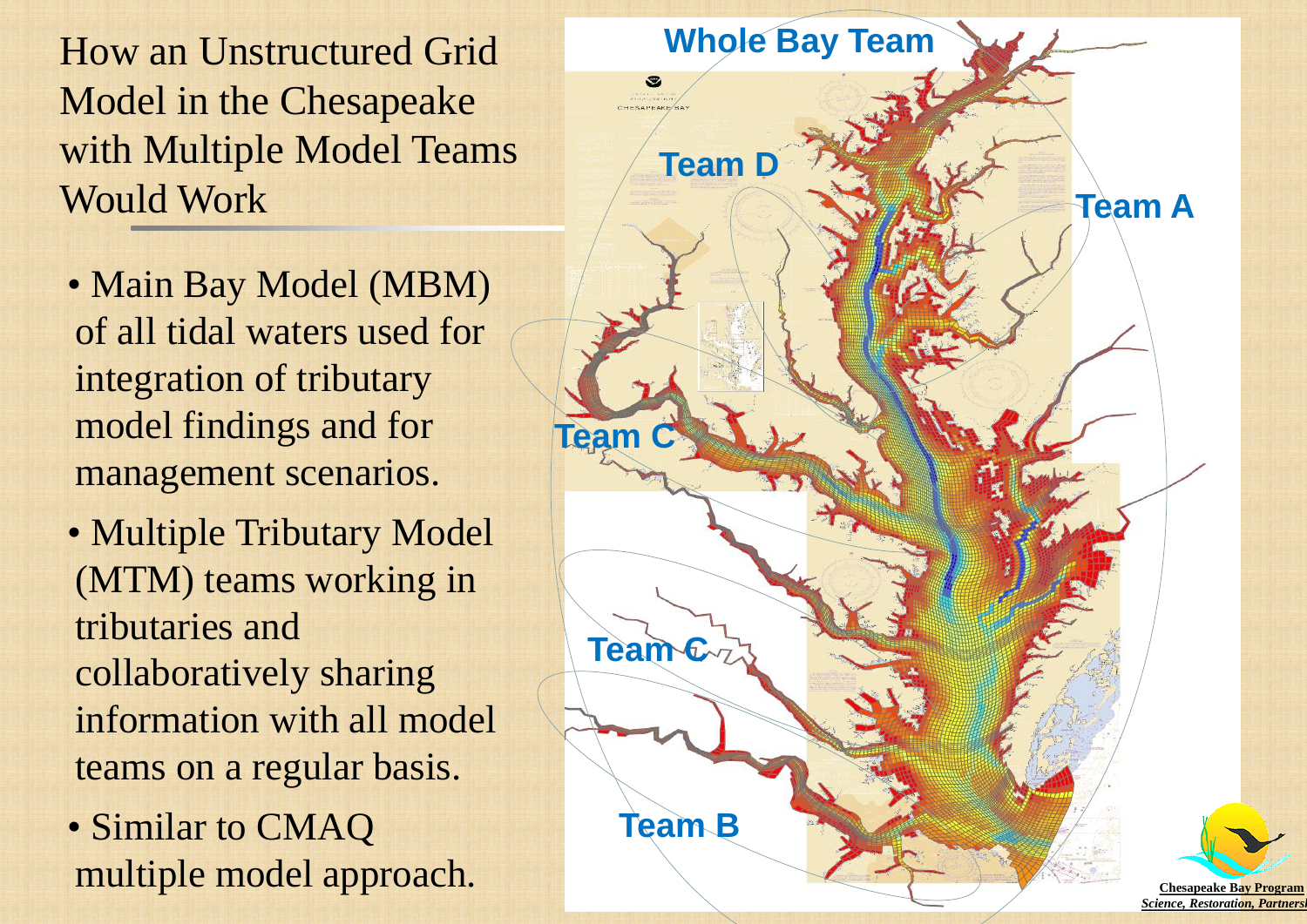# How an Unstructured Grid Model in the Chesapeake with Multiple Model Teams Would Work

- Main Bay Model (MBM) of all tidal waters used for integration of tributary model findings and for management scenarios.
- Multiple Tributary Model (MTM) teams working in tributaries and collaboratively sharing information with all model teams on a regular basis.
- Similar to CMAQ multiple model approach.

Whole Bay Team

Team D

Team A

Team C

Team C

Team B

Chesapeake Bay Program
*Science, Restoration, Partnersh*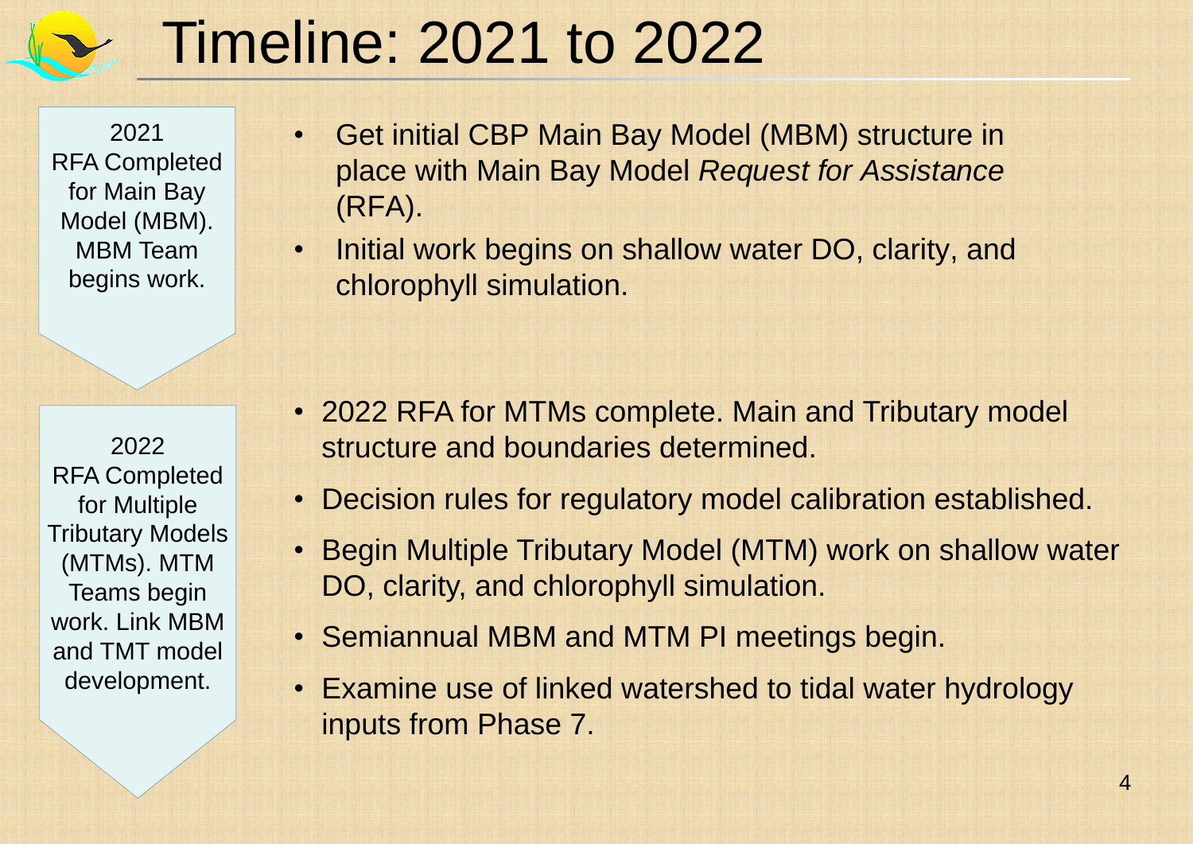# Timeline: 2021 to 2022

**2021**
RFA Completed for Main Bay Model (MBM). MBM Team begins work.

- Get initial CBP Main Bay Model (MBM) structure in place with Main Bay Model *Request for Assistance* (RFA).
- Initial work begins on shallow water DO, clarity, and chlorophyll simulation.

**2022**
RFA Completed for Multiple Tributary Models (MTMs). MTM Teams begin work. Link MBM and TMT model development.

- 2022 RFA for MTMs complete. Main and Tributary model structure and boundaries determined.
- Decision rules for regulatory model calibration established.
- Begin Multiple Tributary Model (MTM) work on shallow water DO, clarity, and chlorophyll simulation.
- Semiannual MBM and MTM PI meetings begin.
- Examine use of linked watershed to tidal water hydrology inputs from Phase 7.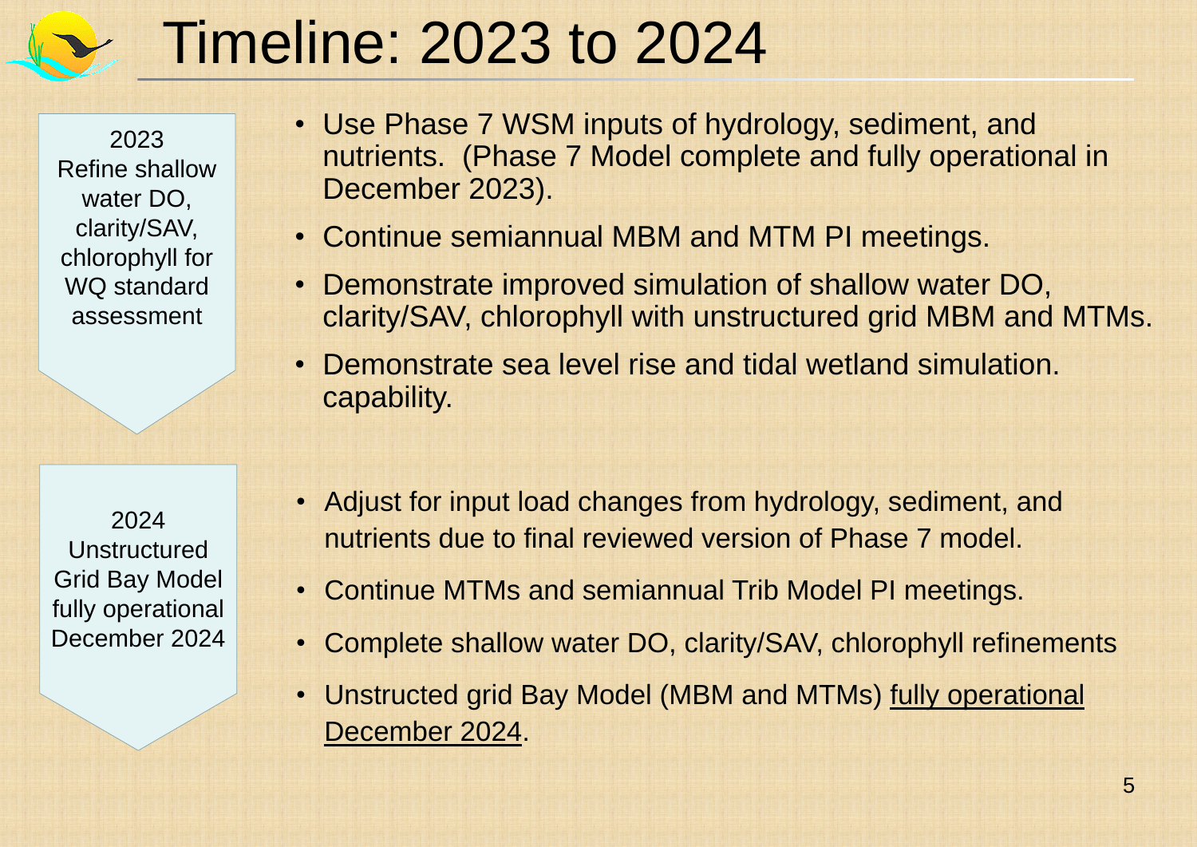# Timeline: 2023 to 2024

**2023**
**Refine shallow water DO, clarity/SAV, chlorophyll for WQ standard assessment**

- Use Phase 7 WSM inputs of hydrology, sediment, and nutrients. (Phase 7 Model complete and fully operational in December 2023).
- Continue semiannual MBM and MTM PI meetings.
- Demonstrate improved simulation of shallow water DO, clarity/SAV, chlorophyll with unstructured grid MBM and MTMs.
- Demonstrate sea level rise and tidal wetland simulation. capability.

**2024**
**Unstructured Grid Bay Model fully operational December 2024**

- Adjust for input load changes from hydrology, sediment, and nutrients due to final reviewed version of Phase 7 model.
- Continue MTMs and semiannual Trib Model PI meetings.
- Complete shallow water DO, clarity/SAV, chlorophyll refinements
- Unstructed grid Bay Model (MBM and MTMs) <u>fully operational December 2024</u>.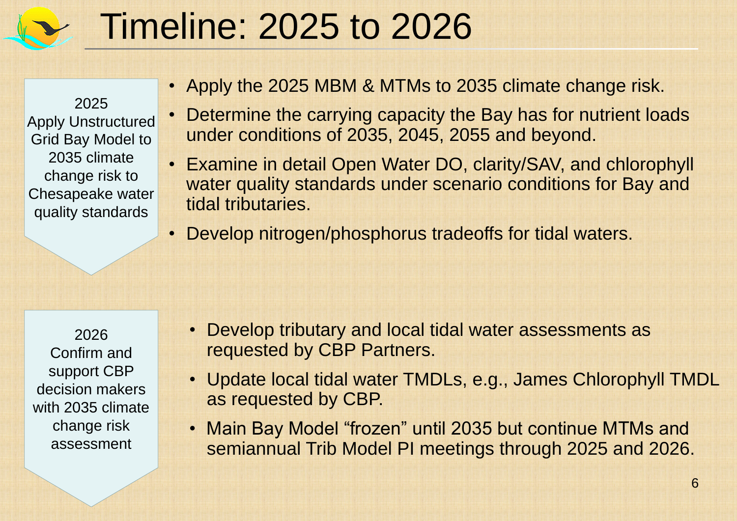# Timeline: 2025 to 2026

**2025**
Apply Unstructured Grid Bay Model to 2035 climate change risk to Chesapeake water quality standards

- Apply the 2025 MBM & MTMs to 2035 climate change risk.
- Determine the carrying capacity the Bay has for nutrient loads under conditions of 2035, 2045, 2055 and beyond.
- Examine in detail Open Water DO, clarity/SAV, and chlorophyll water quality standards under scenario conditions for Bay and tidal tributaries.
- Develop nitrogen/phosphorus tradeoffs for tidal waters.

**2026**
Confirm and support CBP decision makers with 2035 climate change risk assessment

- Develop tributary and local tidal water assessments as requested by CBP Partners.
- Update local tidal water TMDLs, e.g., James Chlorophyll TMDL as requested by CBP.
- Main Bay Model "frozen" until 2035 but continue MTMs and semiannual Trib Model PI meetings through 2025 and 2026.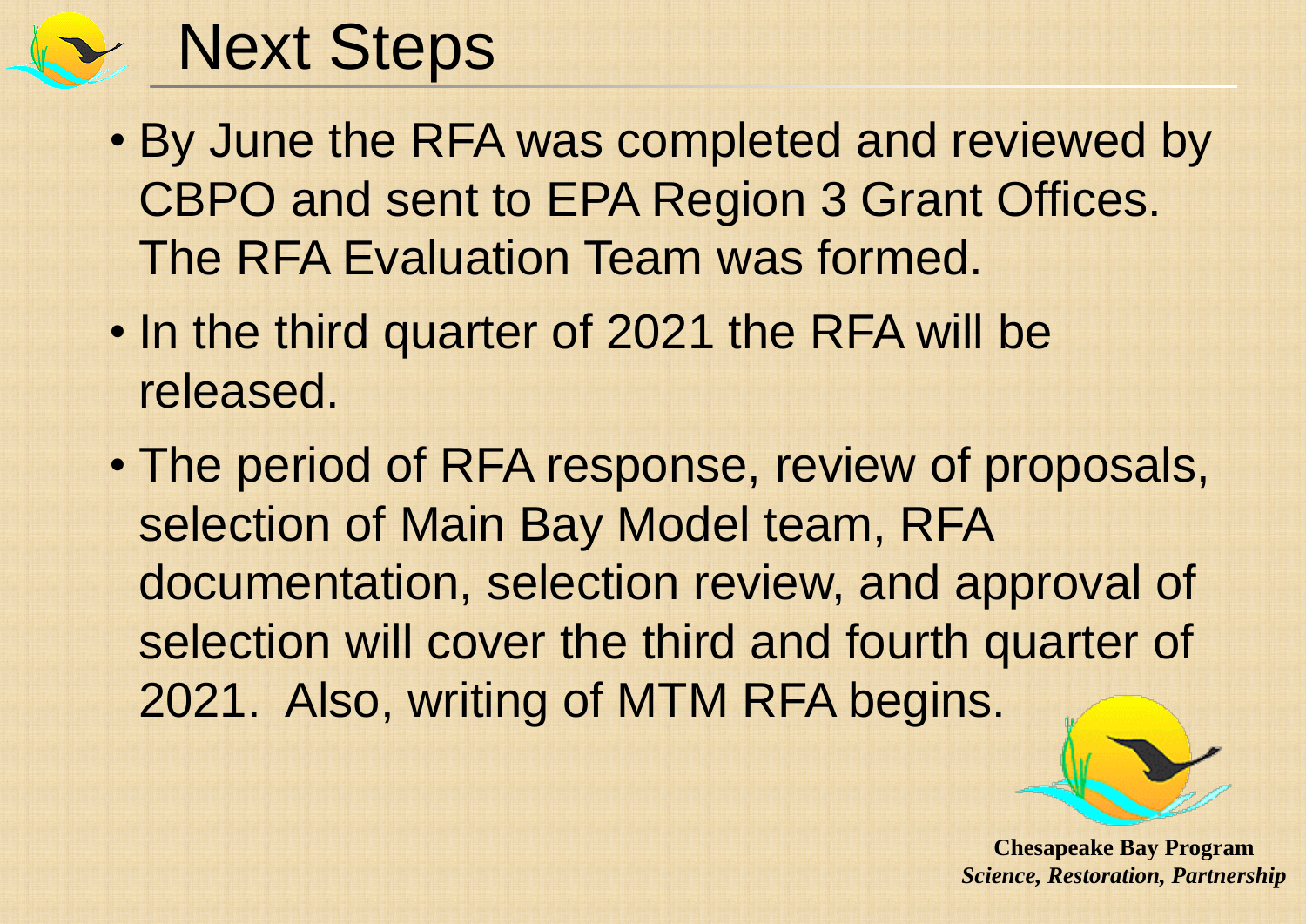# Next Steps

- By June the RFA was completed and reviewed by CBPO and sent to EPA Region 3 Grant Offices. The RFA Evaluation Team was formed.
- In the third quarter of 2021 the RFA will be released.
- The period of RFA response, review of proposals, selection of Main Bay Model team, RFA documentation, selection review, and approval of selection will cover the third and fourth quarter of 2021. Also, writing of MTM RFA begins.

**Chesapeake Bay Program**
***Science, Restoration, Partnership***